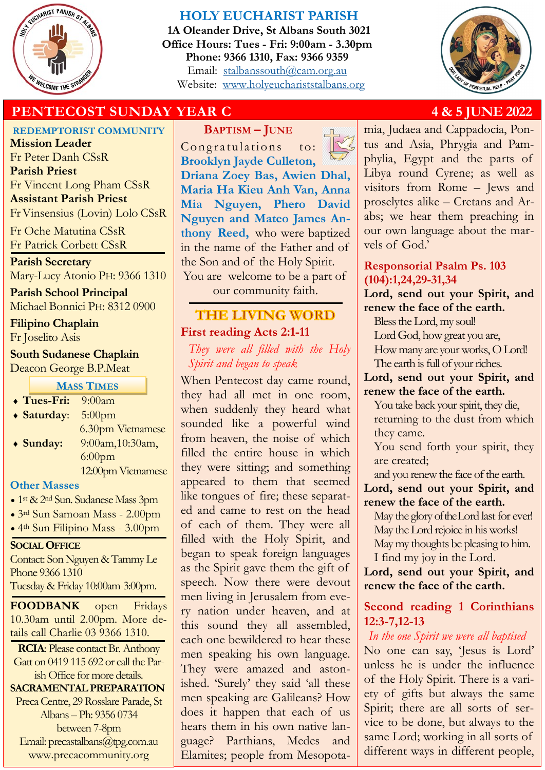# HOLY EUCHARIST PARISH

**1A Oleander Drive, St Albans South 3021**
**Office Hours: Tues - Fri: 9:00am - 3.30pm**
**Phone: 9366 1310, Fax: 9366 9359**
Email: stalbanssouth@cam.org.au
Website: www.holyeucharriststalbans.org

## PENTECOST SUNDAY YEAR C — 4 & 5 JUNE 2022

### REDEMPTORIST COMMUNITY

**Mission Leader**
Fr Peter Danh CSsR
**Parish Priest**
Fr Vincent Long Pham CSsR
**Assistant Parish Priest**
Fr Vinsensius (Lovin) Lolo CSsR
Fr Oche Matutina CSsR
Fr Patrick Corbett CSsR

**Parish Secretary**
Mary-Lucy Atonio PH: 9366 1310

**Parish School Principal**
Michael Bonnici PH: 8312 0900

**Filipino Chaplain**
Fr Joselito Asis

**South Sudanese Chaplain**
Deacon George B.P.Meat

### MASS TIMES

- **Tues-Fri:** 9:00am
- **Saturday:** 5:00pm, 6.30pm Vietnamese
- **Sunday:** 9:00am, 10:30am, 6:00pm, 12:00pm Vietnamese

### Other Masses

- 1st & 2nd Sun. Sudanese Mass 3pm
- 3rd Sun Samoan Mass - 2.00pm
- 4th Sun Filipino Mass - 3.00pm

### SOCIAL OFFICE

Contact: Son Nguyen & Tammy Le
Phone 9366 1310
Tuesday & Friday 10:00am-3:00pm.

**FOODBANK** open Fridays 10.30am until 2.00pm. More details call Charlie 03 9366 1310.

**RCIA**: Please contact Br. Anthony Gatt on 0419 115 692 or call the Parish Office for more details.

**SACRAMENTAL PREPARATION**
Preca Centre, 29 Rosslare Parade, St Albans – Ph: 9356 0734 between 7-8pm
Email: precastalbans@tpg.com.au
www.precacommunity.org

### BAPTISM – JUNE

Congratulations to: **Brooklyn Jayde Culleton, Driana Zoey Bas, Awien Dhal, Maria Ha Kieu Anh Van, Anna Mia Nguyen, Phero David Nguyen and Mateo James Anthony Reed,** who were baptized in the name of the Father and of the Son and of the Holy Spirit.
You are welcome to be a part of our community faith.

## THE LIVING WORD

### First reading Acts 2:1-11

*They were all filled with the Holy Spirit and began to speak*

When Pentecost day came round, they had all met in one room, when suddenly they heard what sounded like a powerful wind from heaven, the noise of which filled the entire house in which they were sitting; and something appeared to them that seemed like tongues of fire; these separated and came to rest on the head of each of them. They were all filled with the Holy Spirit, and began to speak foreign languages as the Spirit gave them the gift of speech. Now there were devout men living in Jerusalem from every nation under heaven, and at this sound they all assembled, each one bewildered to hear these men speaking his own language. They were amazed and astonished. 'Surely' they said 'all these men speaking are Galileans? How does it happen that each of us hears them in his own native language? Parthians, Medes and Elamites; people from Mesopotamia, Judaea and Cappadocia, Pontus and Asia, Phrygia and Pamphylia, Egypt and the parts of Libya round Cyrene; as well as visitors from Rome – Jews and proselytes alike – Cretans and Arabs; we hear them preaching in our own language about the marvels of God.'

### Responsorial Psalm Ps. 103 (104):1,24,29-31,34

**Lord, send out your Spirit, and renew the face of the earth.**

Bless the Lord, my soul!
Lord God, how great you are,
How many are your works, O Lord!
The earth is full of your riches.

**Lord, send out your Spirit, and renew the face of the earth.**

You take back your spirit, they die,
returning to the dust from which they came.
You send forth your spirit, they are created;
and you renew the face of the earth.

**Lord, send out your Spirit, and renew the face of the earth.**

May the glory of the Lord last for ever!
May the Lord rejoice in his works!
May my thoughts be pleasing to him.
I find my joy in the Lord.

**Lord, send out your Spirit, and renew the face of the earth.**

### Second reading 1 Corinthians 12:3-7,12-13

*In the one Spirit we were all baptised*

No one can say, 'Jesus is Lord' unless he is under the influence of the Holy Spirit. There is a variety of gifts but always the same Spirit; there are all sorts of service to be done, but always to the same Lord; working in all sorts of different ways in different people,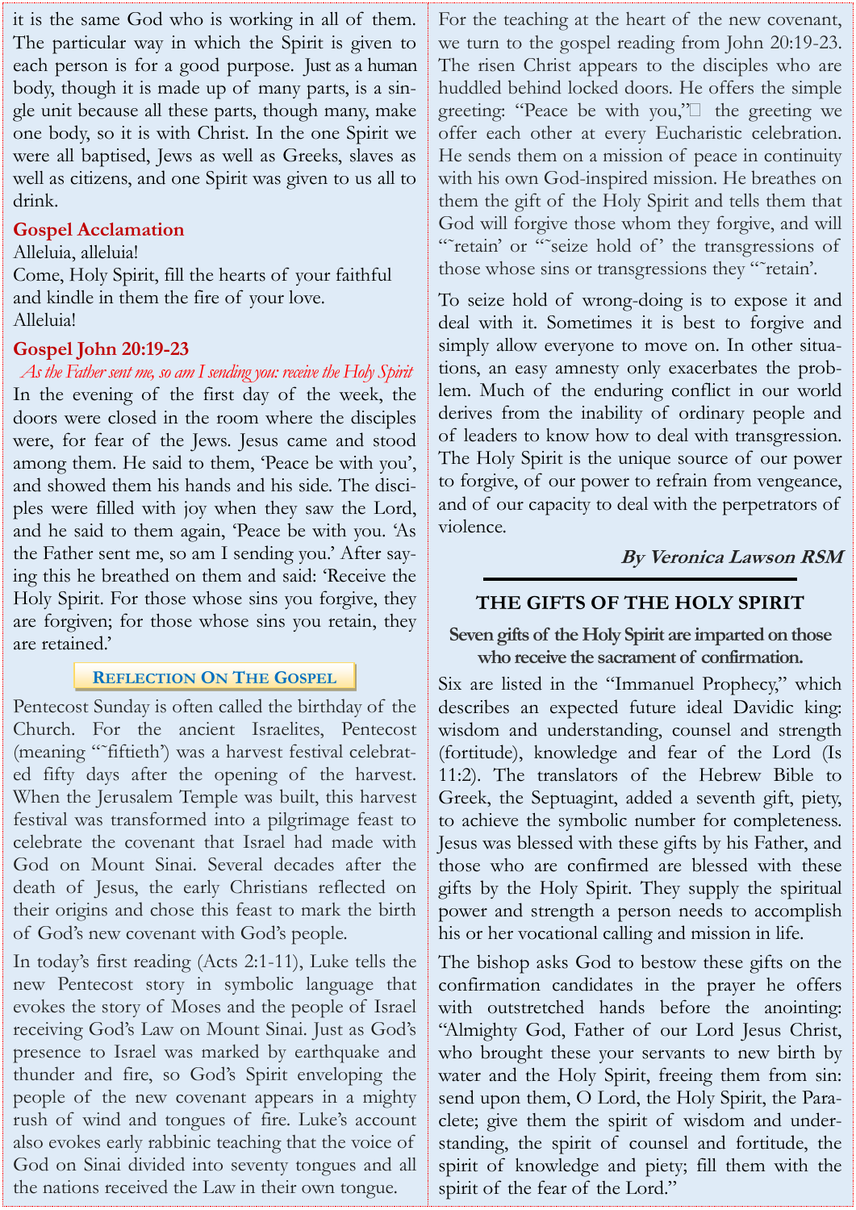it is the same God who is working in all of them. The particular way in which the Spirit is given to each person is for a good purpose. Just as a human body, though it is made up of many parts, is a single unit because all these parts, though many, make one body, so it is with Christ. In the one Spirit we were all baptised, Jews as well as Greeks, slaves as well as citizens, and one Spirit was given to us all to drink.

## Gospel Acclamation

Alleluia, alleluia!
Come, Holy Spirit, fill the hearts of your faithful and kindle in them the fire of your love.
Alleluia!

## Gospel John 20:19-23

*As the Father sent me, so am I sending you: receive the Holy Spirit*

In the evening of the first day of the week, the doors were closed in the room where the disciples were, for fear of the Jews. Jesus came and stood among them. He said to them, 'Peace be with you', and showed them his hands and his side. The disciples were filled with joy when they saw the Lord, and he said to them again, 'Peace be with you. 'As the Father sent me, so am I sending you.' After saying this he breathed on them and said: 'Receive the Holy Spirit. For those whose sins you forgive, they are forgiven; for those whose sins you retain, they are retained.'

## Reflection On The Gospel

Pentecost Sunday is often called the birthday of the Church. For the ancient Israelites, Pentecost (meaning "˜fiftieth') was a harvest festival celebrated fifty days after the opening of the harvest. When the Jerusalem Temple was built, this harvest festival was transformed into a pilgrimage feast to celebrate the covenant that Israel had made with God on Mount Sinai. Several decades after the death of Jesus, the early Christians reflected on their origins and chose this feast to mark the birth of God's new covenant with God's people.

In today's first reading (Acts 2:1-11), Luke tells the new Pentecost story in symbolic language that evokes the story of Moses and the people of Israel receiving God's Law on Mount Sinai. Just as God's presence to Israel was marked by earthquake and thunder and fire, so God's Spirit enveloping the people of the new covenant appears in a mighty rush of wind and tongues of fire. Luke's account also evokes early rabbinic teaching that the voice of God on Sinai divided into seventy tongues and all the nations received the Law in their own tongue.

For the teaching at the heart of the new covenant, we turn to the gospel reading from John 20:19-23. The risen Christ appears to the disciples who are huddled behind locked doors. He offers the simple greeting: "Peace be with you," the greeting we offer each other at every Eucharistic celebration. He sends them on a mission of peace in continuity with his own God-inspired mission. He breathes on them the gift of the Holy Spirit and tells them that God will forgive those whom they forgive, and will "˜retain' or "˜seize hold of' the transgressions of those whose sins or transgressions they "˜retain'.

To seize hold of wrong-doing is to expose it and deal with it. Sometimes it is best to forgive and simply allow everyone to move on. In other situations, an easy amnesty only exacerbates the problem. Much of the enduring conflict in our world derives from the inability of ordinary people and of leaders to know how to deal with transgression. The Holy Spirit is the unique source of our power to forgive, of our power to refrain from vengeance, and of our capacity to deal with the perpetrators of violence.

***By Veronica Lawson RSM***

---

## THE GIFTS OF THE HOLY SPIRIT

**Seven gifts of the Holy Spirit are imparted on those who receive the sacrament of confirmation.**

Six are listed in the "Immanuel Prophecy," which describes an expected future ideal Davidic king: wisdom and understanding, counsel and strength (fortitude), knowledge and fear of the Lord (Is 11:2). The translators of the Hebrew Bible to Greek, the Septuagint, added a seventh gift, piety, to achieve the symbolic number for completeness. Jesus was blessed with these gifts by his Father, and those who are confirmed are blessed with these gifts by the Holy Spirit. They supply the spiritual power and strength a person needs to accomplish his or her vocational calling and mission in life.

The bishop asks God to bestow these gifts on the confirmation candidates in the prayer he offers with outstretched hands before the anointing: "Almighty God, Father of our Lord Jesus Christ, who brought these your servants to new birth by water and the Holy Spirit, freeing them from sin: send upon them, O Lord, the Holy Spirit, the Paraclete; give them the spirit of wisdom and understanding, the spirit of counsel and fortitude, the spirit of knowledge and piety; fill them with the spirit of the fear of the Lord."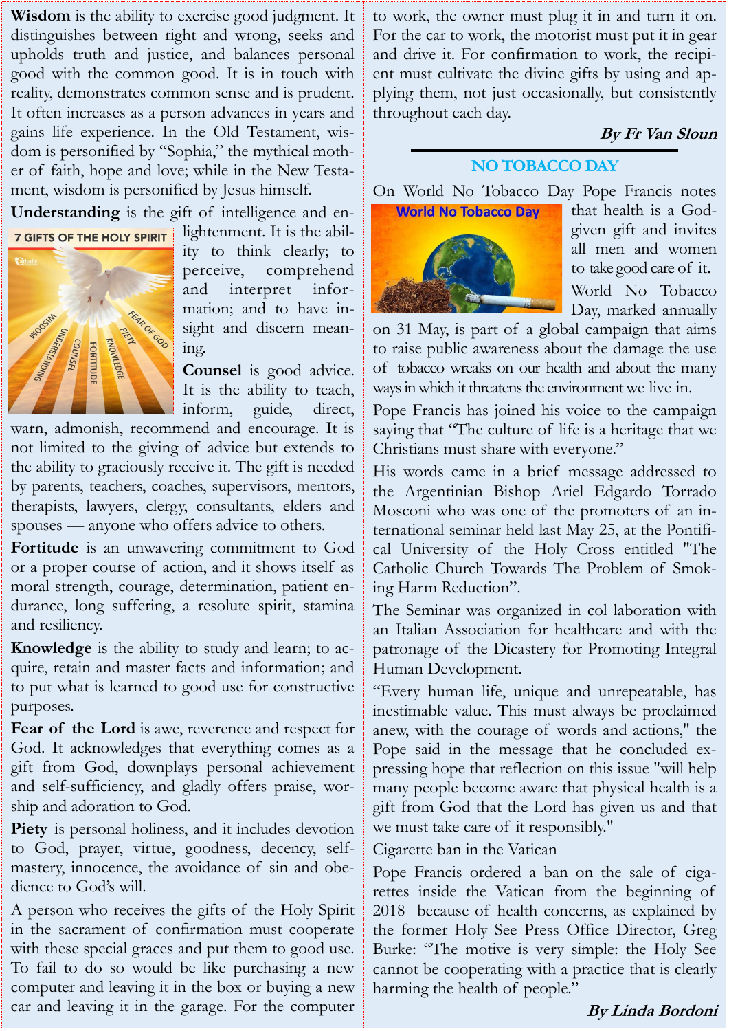**Wisdom** is the ability to exercise good judgment. It distinguishes between right and wrong, seeks and upholds truth and justice, and balances personal good with the common good. It is in touch with reality, demonstrates common sense and is prudent. It often increases as a person advances in years and gains life experience. In the Old Testament, wisdom is personified by "Sophia," the mythical mother of faith, hope and love; while in the New Testament, wisdom is personified by Jesus himself.

**Understanding** is the gift of intelligence and enlightenment. It is the ability to think clearly; to perceive, comprehend and interpret information; and to have insight and discern meaning.

**Counsel** is good advice. It is the ability to teach, inform, guide, direct, warn, admonish, recommend and encourage. It is not limited to the giving of advice but extends to the ability to graciously receive it. The gift is needed by parents, teachers, coaches, supervisors, mentors, therapists, lawyers, clergy, consultants, elders and spouses — anyone who offers advice to others.

**Fortitude** is an unwavering commitment to God or a proper course of action, and it shows itself as moral strength, courage, determination, patient endurance, long suffering, a resolute spirit, stamina and resiliency.

**Knowledge** is the ability to study and learn; to acquire, retain and master facts and information; and to put what is learned to good use for constructive purposes.

**Fear of the Lord** is awe, reverence and respect for God. It acknowledges that everything comes as a gift from God, downplays personal achievement and self-sufficiency, and gladly offers praise, worship and adoration to God.

**Piety** is personal holiness, and it includes devotion to God, prayer, virtue, goodness, decency, self-mastery, innocence, the avoidance of sin and obedience to God's will.

A person who receives the gifts of the Holy Spirit in the sacrament of confirmation must cooperate with these special graces and put them to good use. To fail to do so would be like purchasing a new computer and leaving it in the box or buying a new car and leaving it in the garage. For the computer to work, the owner must plug it in and turn it on. For the car to work, the motorist must put it in gear and drive it. For confirmation to work, the recipient must cultivate the divine gifts by using and applying them, not just occasionally, but consistently throughout each day.

***By Fr Van Sloun***

## NO TOBACCO DAY

On World No Tobacco Day Pope Francis notes that health is a God-given gift and invites all men and women to take good care of it.

World No Tobacco Day, marked annually on 31 May, is part of a global campaign that aims to raise public awareness about the damage the use of tobacco wreaks on our health and about the many ways in which it threatens the environment we live in.

Pope Francis has joined his voice to the campaign saying that "The culture of life is a heritage that we Christians must share with everyone."

His words came in a brief message addressed to the Argentinian Bishop Ariel Edgardo Torrado Mosconi who was one of the promoters of an international seminar held last May 25, at the Pontifical University of the Holy Cross entitled "The Catholic Church Towards The Problem of Smoking Harm Reduction".

The Seminar was organized in col laboration with an Italian Association for healthcare and with the patronage of the Dicastery for Promoting Integral Human Development.

"Every human life, unique and unrepeatable, has inestimable value. This must always be proclaimed anew, with the courage of words and actions," the Pope said in the message that he concluded expressing hope that reflection on this issue "will help many people become aware that physical health is a gift from God that the Lord has given us and that we must take care of it responsibly."

Cigarette ban in the Vatican

Pope Francis ordered a ban on the sale of cigarettes inside the Vatican from the beginning of 2018 because of health concerns, as explained by the former Holy See Press Office Director, Greg Burke: "The motive is very simple: the Holy See cannot be cooperating with a practice that is clearly harming the health of people."

***By Linda Bordoni***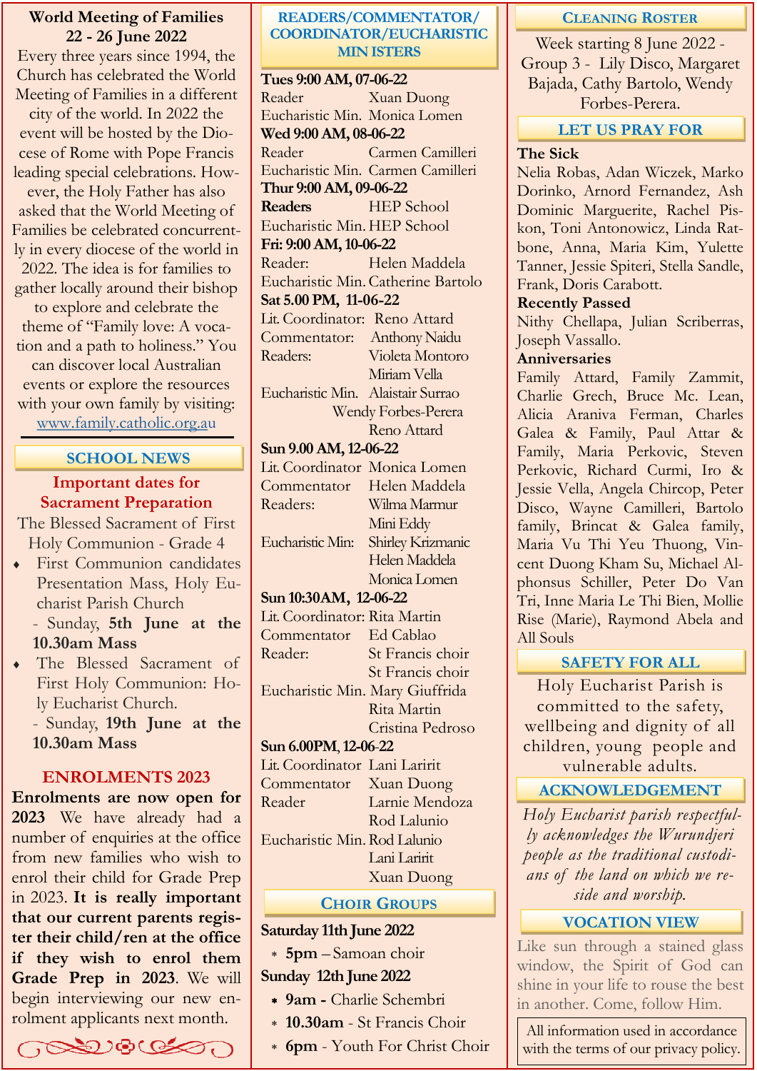## World Meeting of Families 22 - 26 June 2022

Every three years since 1994, the Church has celebrated the World Meeting of Families in a different city of the world. In 2022 the event will be hosted by the Diocese of Rome with Pope Francis leading special celebrations. However, the Holy Father has also asked that the World Meeting of Families be celebrated concurrently in every diocese of the world in 2022. The idea is for families to gather locally around their bishop to explore and celebrate the theme of "Family love: A vocation and a path to holiness." You can discover local Australian events or explore the resources with your own family by visiting: www.family.catholic.org.au

## SCHOOL NEWS

### Important dates for Sacrament Preparation

The Blessed Sacrament of First Holy Communion - Grade 4

- First Communion candidates Presentation Mass, Holy Eucharist Parish Church - Sunday, **5th June at the 10.30am Mass**
- The Blessed Sacrament of First Holy Communion: Holy Eucharist Church. - Sunday, **19th June at the 10.30am Mass**

### ENROLMENTS 2023

**Enrolments are now open for 2023** We have already had a number of enquiries at the office from new families who wish to enrol their child for Grade Prep in 2023. **It is really important that our current parents register their child/ren at the office if they wish to enrol them Grade Prep in 2023**. We will begin interviewing our new enrolment applicants next month.

## READERS/COMMENTATOR/ COORDINATOR/EUCHARISTIC MINISTERS

**Tues 9:00 AM, 07-06-22**
Reader: Xuan Duong
Eucharistic Min. Monica Lomen

**Wed 9:00 AM, 08-06-22**
Reader: Carmen Camilleri
Eucharistic Min. Carmen Camilleri

**Thur 9:00 AM, 09-06-22**
**Readers**: HEP School
Eucharistic Min. HEP School

**Fri: 9:00 AM, 10-06-22**
Reader: Helen Maddela
Eucharistic Min. Catherine Bartolo

**Sat 5.00 PM, 11-06-22**
Lit. Coordinator: Reno Attard
Commentator: Anthony Naidu
Readers: Violeta Montoro, Miriam Vella
Eucharistic Min. Alaistair Surrao, Wendy Forbes-Perera, Reno Attard

**Sun 9.00 AM, 12-06-22**
Lit. Coordinator: Monica Lomen
Commentator: Helen Maddela
Readers: Wilma Marmur, Mini Eddy
Eucharistic Min: Shirley Krizmanic, Helen Maddela, Monica Lomen

**Sun 10:30AM, 12-06-22**
Lit. Coordinator: Rita Martin
Commentator: Ed Cablao
Reader: St Francis choir, St Francis choir
Eucharistic Min. Mary Giuffrida, Rita Martin, Cristina Pedroso

**Sun 6.00PM, 12-06-22**
Lit. Coordinator: Lani Laririt
Commentator: Xuan Duong
Reader: Larnie Mendoza, Rod Lalunio
Eucharistic Min. Rod Lalunio, Lani Laririt, Xuan Duong

## CHOIR GROUPS

**Saturday 11th June 2022**

- **5pm** – Samoan choir

**Sunday 12th June 2022**

- **9am -** Charlie Schembri
- **10.30am** - St Francis Choir
- **6pm** - Youth For Christ Choir

## CLEANING ROSTER

Week starting 8 June 2022 - Group 3 - Lily Disco, Margaret Bajada, Cathy Bartolo, Wendy Forbes-Perera.

## LET US PRAY FOR

**The Sick**
Nelia Robas, Adan Wiczek, Marko Dorinko, Arnord Fernandez, Ash Dominic Marguerite, Rachel Piskon, Toni Antonowicz, Linda Ratbone, Anna, Maria Kim, Yulette Tanner, Jessie Spiteri, Stella Sandle, Frank, Doris Carabott.

**Recently Passed**
Nithy Chellapa, Julian Scriberras, Joseph Vassallo.

**Anniversaries**
Family Attard, Family Zammit, Charlie Grech, Bruce Mc. Lean, Alicia Araniva Ferman, Charles Galea & Family, Paul Attar & Family, Maria Perkovic, Steven Perkovic, Richard Curmi, Iro & Jessie Vella, Angela Chircop, Peter Disco, Wayne Camilleri, Bartolo family, Brincat & Galea family, Maria Vu Thi Yeu Thuong, Vincent Duong Kham Su, Michael Alphonsus Schiller, Peter Do Van Tri, Inne Maria Le Thi Bien, Mollie Rise (Marie), Raymond Abela and All Souls

## SAFETY FOR ALL

Holy Eucharist Parish is committed to the safety, wellbeing and dignity of all children, young people and vulnerable adults.

## ACKNOWLEDGEMENT

*Holy Eucharist parish respectfully acknowledges the Wurundjeri people as the traditional custodians of the land on which we reside and worship.*

## VOCATION VIEW

Like sun through a stained glass window, the Spirit of God can shine in your life to rouse the best in another. Come, follow Him.

All information used in accordance with the terms of our privacy policy.